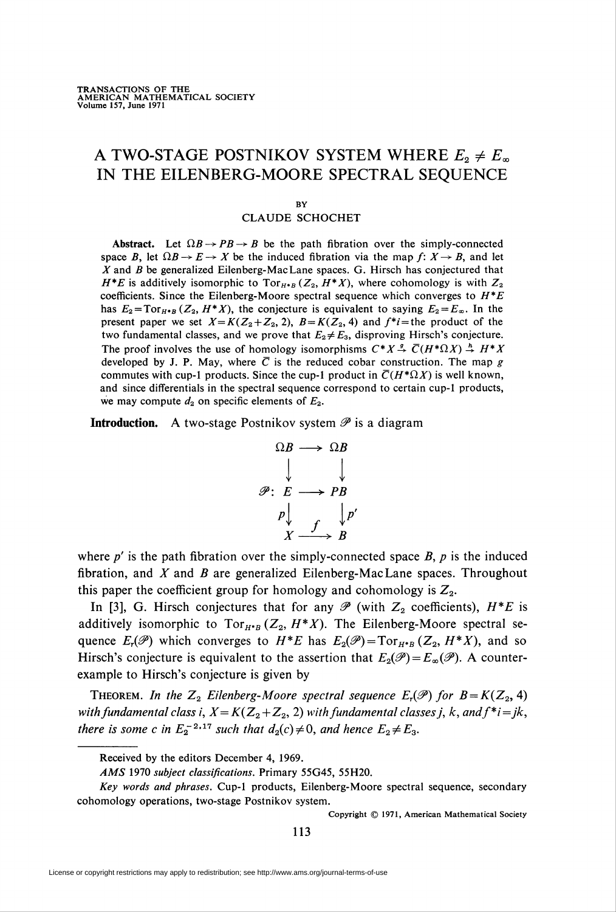# A TWO-STAGE POSTNIKOV SYSTEM WHERE $E_2 \neq E_\infty$ IN THE EILENBERG-MOORE SPECTRAL SEQUENCE

BY

CLAUDE SCHOCHET

**Abstract.** Let $\Omega B \to PB \to B$ be the path fibration over the simply-connected space $B$, let $\Omega B \to E \to X$ be the induced fibration via the map $f: X \to B$, and let $X$ and $B$ be generalized Eilenberg-MacLane spaces. G. Hirsch has conjectured that $H^*E$ is additively isomorphic to $\mathrm{Tor}_{H^*B}(Z_2, H^*X)$, where cohomology is with $Z_2$ coefficients. Since the Eilenberg-Moore spectral sequence which converges to $H^*E$ has $E_2 = \mathrm{Tor}_{H^*B}(Z_2, H^*X)$, the conjecture is equivalent to saying $E_2 = E_\infty$. In the present paper we set $X = K(Z_2 + Z_2, 2)$, $B = K(Z_2, 4)$ and $f^*i =$ the product of the two fundamental classes, and we prove that $E_2 \neq E_3$, disproving Hirsch's conjecture. The proof involves the use of homology isomorphisms $C^*X \xrightarrow{g} \bar{C}(H^*\Omega X) \xrightarrow{h} H^*X$ developed by J. P. May, where $\bar{C}$ is the reduced cobar construction. The map $g$ commutes with cup-1 products. Since the cup-1 product in $\bar{C}(H^*\Omega X)$ is well known, and since differentials in the spectral sequence correspond to certain cup-1 products, we may compute $d_2$ on specific elements of $E_2$.

**Introduction.** A two-stage Postnikov system $\mathscr{P}$ is a diagram

$$\begin{array}{ccc} \Omega B & \longrightarrow & \Omega B \\ \downarrow & & \downarrow \\ \mathscr{P}\colon E & \longrightarrow & PB \\ {\scriptstyle p}\downarrow & & \downarrow{\scriptstyle p'} \\ X & \xrightarrow{\;f\;} & B \end{array}$$

where $p'$ is the path fibration over the simply-connected space $B$, $p$ is the induced fibration, and $X$ and $B$ are generalized Eilenberg-MacLane spaces. Throughout this paper the coefficient group for homology and cohomology is $Z_2$.

In [3], G. Hirsch conjectures that for any $\mathscr{P}$ (with $Z_2$ coefficients), $H^*E$ is additively isomorphic to $\mathrm{Tor}_{H^*B}(Z_2, H^*X)$. The Eilenberg-Moore spectral sequence $E_r(\mathscr{P})$ which converges to $H^*E$ has $E_2(\mathscr{P}) = \mathrm{Tor}_{H^*B}(Z_2, H^*X)$, and so Hirsch's conjecture is equivalent to the assertion that $E_2(\mathscr{P}) = E_\infty(\mathscr{P})$. A counterexample to Hirsch's conjecture is given by

THEOREM. *In the $Z_2$ Eilenberg-Moore spectral sequence $E_r(\mathscr{P})$ for $B = K(Z_2, 4)$ with fundamental class $i$, $X = K(Z_2 + Z_2, 2)$ with fundamental classes $j$, $k$, and $f^*i = jk$, there is some $c$ in $E_2^{-2,17}$ such that $d_2(c) \neq 0$, and hence $E_2 \neq E_3$.*

---

Received by the editors December 4, 1969.

*AMS* 1970 *subject classifications*. Primary 55G45, 55H20.

*Key words and phrases*. Cup-1 products, Eilenberg-Moore spectral sequence, secondary cohomology operations, two-stage Postnikov system.

Copyright © 1971, American Mathematical Society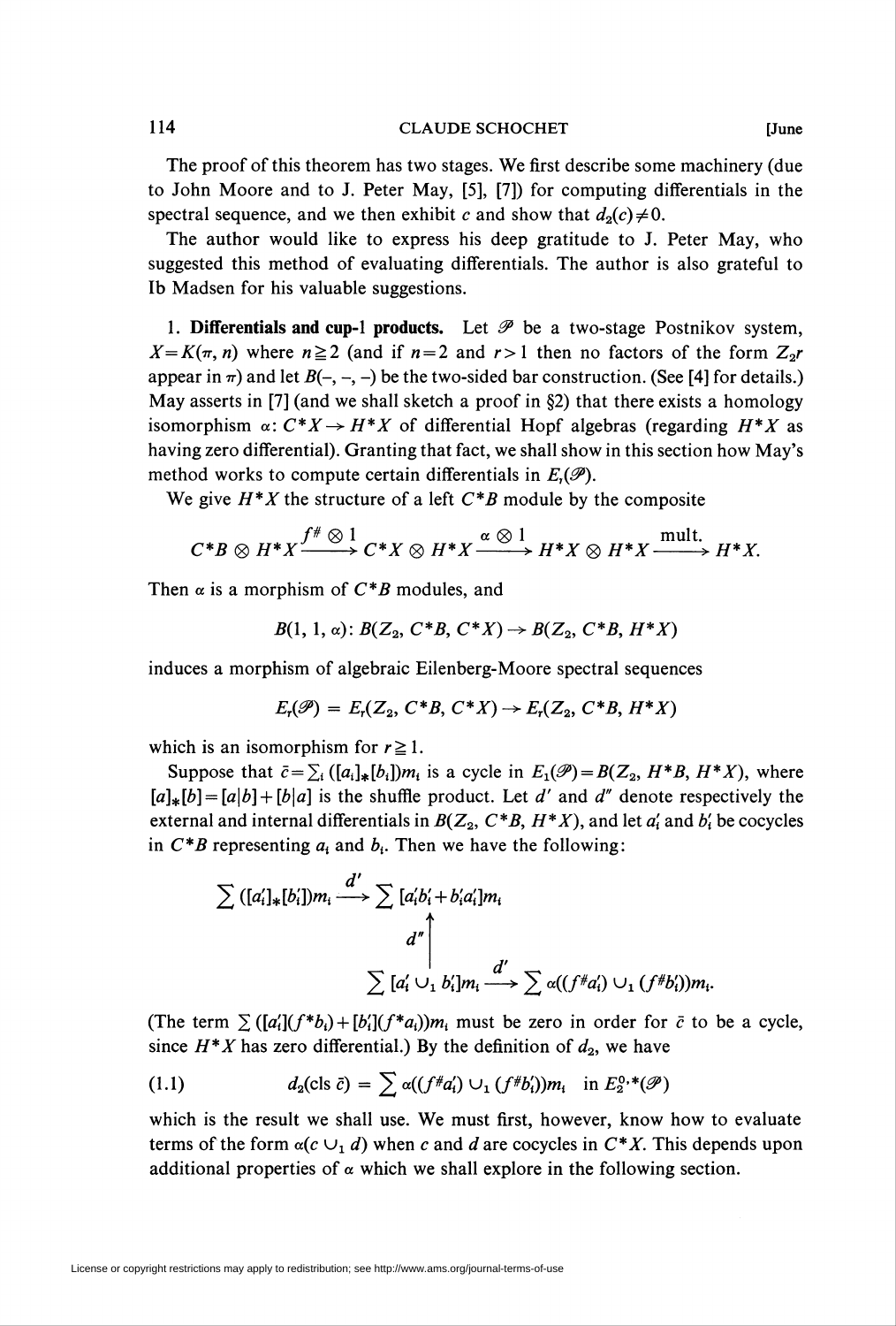The proof of this theorem has two stages. We first describe some machinery (due to John Moore and to J. Peter May, [5], [7]) for computing differentials in the spectral sequence, and we then exhibit $c$ and show that $d_2(c) \neq 0$.

The author would like to express his deep gratitude to J. Peter May, who suggested this method of evaluating differentials. The author is also grateful to Ib Madsen for his valuable suggestions.

**1. Differentials and cup-1 products.** Let $\mathscr{P}$ be a two-stage Postnikov system, $X = K(\pi, n)$ where $n \geq 2$ (and if $n = 2$ and $r > 1$ then no factors of the form $Z_{2^r}$ appear in $\pi$) and let $B(-, -, -)$ be the two-sided bar construction. (See [4] for details.) May asserts in [7] (and we shall sketch a proof in §2) that there exists a homology isomorphism $\alpha: C^*X \to H^*X$ of differential Hopf algebras (regarding $H^*X$ as having zero differential). Granting that fact, we shall show in this section how May's method works to compute certain differentials in $E_r(\mathscr{P})$.

We give $H^*X$ the structure of a left $C^*B$ module by the composite

$$C^*B \otimes H^*X \xrightarrow{f^\# \otimes 1} C^*X \otimes H^*X \xrightarrow{\alpha \otimes 1} H^*X \otimes H^*X \xrightarrow{\text{mult.}} H^*X.$$

Then $\alpha$ is a morphism of $C^*B$ modules, and

$$B(1, 1, \alpha): B(Z_2, C^*B, C^*X) \to B(Z_2, C^*B, H^*X)$$

induces a morphism of algebraic Eilenberg-Moore spectral sequences

$$E_r(\mathscr{P}) = E_r(Z_2, C^*B, C^*X) \to E_r(Z_2, C^*B, H^*X)$$

which is an isomorphism for $r \geq 1$.

Suppose that $\bar{c} = \sum_i ([a_i]_*[b_i])m_i$ is a cycle in $E_1(\mathscr{P}) = B(Z_2, H^*B, H^*X)$, where $[a]_*[b] = [a|b] + [b|a]$ is the shuffle product. Let $d'$ and $d''$ denote respectively the external and internal differentials in $B(Z_2, C^*B, H^*X)$, and let $a_i'$ and $b_i'$ be cocycles in $C^*B$ representing $a_i$ and $b_i$. Then we have the following:

$$\begin{array}{ccc}
\sum ([a_i']_*[b_i'])m_i & \xrightarrow{d'} & \sum [a_i'b_i' + b_i'a_i']m_i \\
 & & \Big\uparrow d'' \\
 & & \sum [a_i' \cup_1 b_i']m_i \xrightarrow{d'} \sum \alpha((f^\# a_i') \cup_1 (f^\# b_i'))m_i.
\end{array}$$

(The term $\sum ([a_i'](f^*b_i) + [b_i'](f^*a_i))m_i$ must be zero in order for $\bar{c}$ to be a cycle, since $H^*X$ has zero differential.) By the definition of $d_2$, we have

$$d_2(\text{cls } \bar{c}) = \sum \alpha((f^\# a_i') \cup_1 (f^\# b_i'))m_i \quad \text{in } E_2^{0,*}(\mathscr{P}) \tag{1.1}$$

which is the result we shall use. We must first, however, know how to evaluate terms of the form $\alpha(c \cup_1 d)$ when $c$ and $d$ are cocycles in $C^*X$. This depends upon additional properties of $\alpha$ which we shall explore in the following section.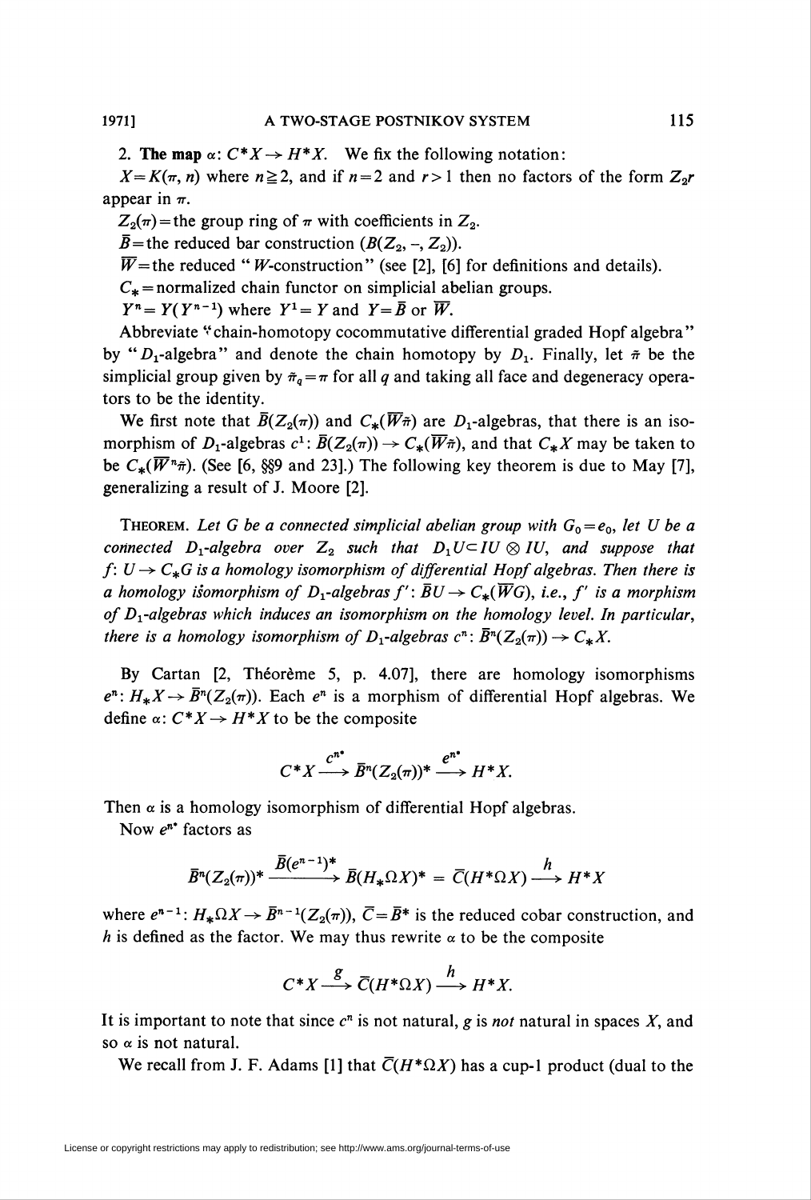2. **The map** $\alpha: C^*X \to H^*X$. We fix the following notation:

$X = K(\pi, n)$ where $n \geq 2$, and if $n = 2$ and $r > 1$ then no factors of the form $Z_{2^r}$ appear in $\pi$.

$Z_2(\pi)$ = the group ring of $\pi$ with coefficients in $Z_2$.

$\bar{B}$ = the reduced bar construction ($B(Z_2, -, Z_2)$).

$\bar{W}$ = the reduced "$W$-construction" (see [2], [6] for definitions and details).

$C_*$ = normalized chain functor on simplicial abelian groups.

$Y^n = Y(Y^{n-1})$ where $Y^1 = Y$ and $Y = \bar{B}$ or $\bar{W}$.

Abbreviate "chain-homotopy cocommutative differential graded Hopf algebra" by "$D_1$-algebra" and denote the chain homotopy by $D_1$. Finally, let $\tilde{\pi}$ be the simplicial group given by $\tilde{\pi}_q = \pi$ for all $q$ and taking all face and degeneracy operators to be the identity.

We first note that $\bar{B}(Z_2(\pi))$ and $C_*(\bar{W}\tilde{\pi})$ are $D_1$-algebras, that there is an isomorphism of $D_1$-algebras $c^1: \bar{B}(Z_2(\pi)) \to C_*(\bar{W}\tilde{\pi})$, and that $C_*X$ may be taken to be $C_*(\bar{W}^n\tilde{\pi})$. (See [6, §§9 and 23].) The following key theorem is due to May [7], generalizing a result of J. Moore [2].

**Theorem.** *Let $G$ be a connected simplicial abelian group with $G_0 = e_0$, let $U$ be a connected $D_1$-algebra over $Z_2$ such that $D_1U \subset IU \otimes IU$, and suppose that $f: U \to C_*G$ is a homology isomorphism of differential Hopf algebras. Then there is a homology isomorphism of $D_1$-algebras $f': \bar{B}U \to C_*(\bar{W}G)$, i.e., $f'$ is a morphism of $D_1$-algebras which induces an isomorphism on the homology level. In particular, there is a homology isomorphism of $D_1$-algebras $c^n: \bar{B}^n(Z_2(\pi)) \to C_*X$.*

By Cartan [2, Théorème 5, p. 4.07], there are homology isomorphisms $e^n: H_*X \to \bar{B}^n(Z_2(\pi))$. Each $e^n$ is a morphism of differential Hopf algebras. We define $\alpha: C^*X \to H^*X$ to be the composite

$$C^*X \xrightarrow{c^{n*}} \bar{B}^n(Z_2(\pi))^* \xrightarrow{e^{n*}} H^*X.$$

Then $\alpha$ is a homology isomorphism of differential Hopf algebras.

Now $e^{n*}$ factors as

$$\bar{B}^n(Z_2(\pi))^* \xrightarrow{\bar{B}(e^{n-1})^*} \bar{B}(H_*\Omega X)^* = \bar{C}(H^*\Omega X) \xrightarrow{h} H^*X$$

where $e^{n-1}: H_*\Omega X \to \bar{B}^{n-1}(Z_2(\pi))$, $\bar{C} = \bar{B}^*$ is the reduced cobar construction, and $h$ is defined as the factor. We may thus rewrite $\alpha$ to be the composite

$$C^*X \xrightarrow{g} \bar{C}(H^*\Omega X) \xrightarrow{h} H^*X.$$

It is important to note that since $c^n$ is not natural, $g$ is *not* natural in spaces $X$, and so $\alpha$ is not natural.

We recall from J. F. Adams [1] that $\bar{C}(H^*\Omega X)$ has a cup-1 product (dual to the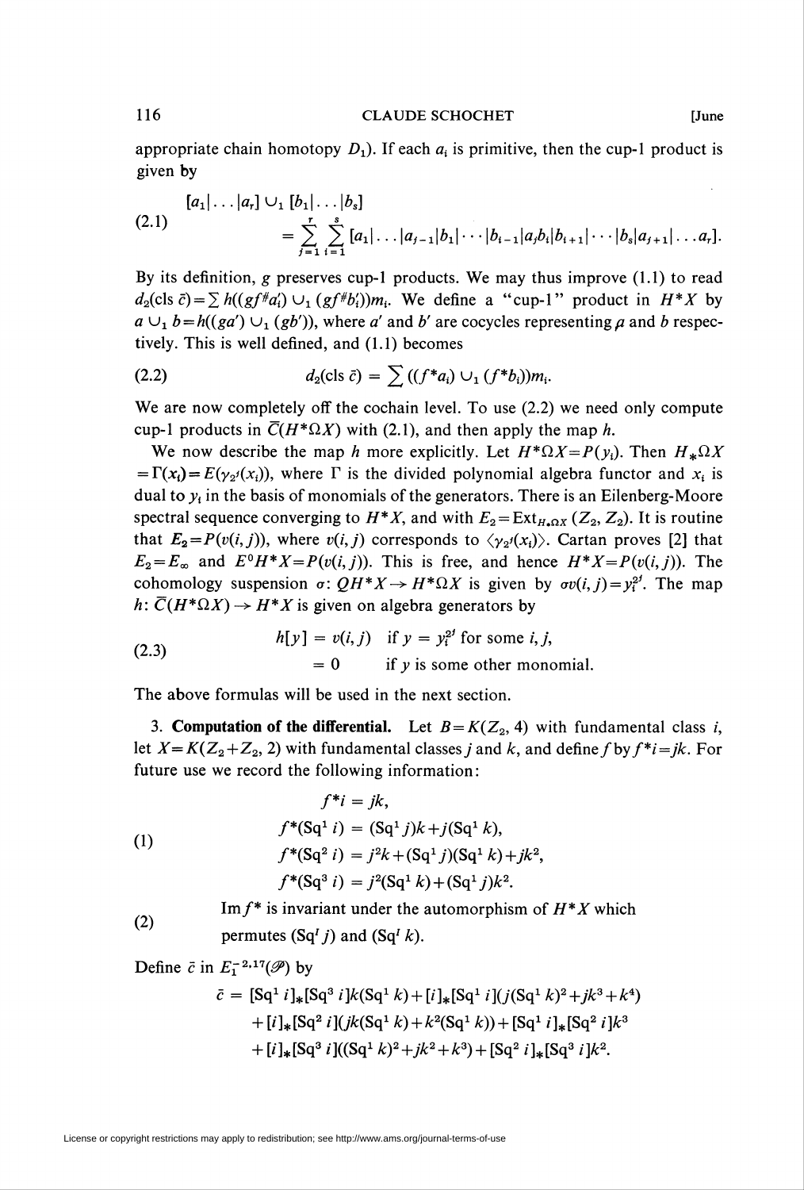appropriate chain homotopy $D_1$). If each $a_i$ is primitive, then the cup-1 product is given by

$$
\begin{aligned}
&[a_1|\ldots|a_r] \cup_1 [b_1|\ldots|b_s] \\
&\quad = \sum_{j=1}^{r}\sum_{i=1}^{s} [a_1|\ldots|a_{j-1}|b_1|\cdots|b_{i-1}|a_jb_i|b_{i+1}|\cdots|b_s|a_{j+1}|\ldots a_r].
\end{aligned} \tag{2.1}
$$

By its definition, $g$ preserves cup-1 products. We may thus improve (1.1) to read $d_2(\text{cls } \bar{c}) = \sum h((gf^{\#}a_i') \cup_1 (gf^{\#}b_i'))m_i$. We define a "cup-1" product in $H^*X$ by $a \cup_1 b = h((ga') \cup_1 (gb'))$, where $a'$ and $b'$ are cocycles representing $a$ and $b$ respectively. This is well defined, and (1.1) becomes

$$
d_2(\text{cls } \bar{c}) = \sum ((f^*a_i) \cup_1 (f^*b_i))m_i. \tag{2.2}
$$

We are now completely off the cochain level. To use (2.2) we need only compute cup-1 products in $\bar{C}(H^*\Omega X)$ with (2.1), and then apply the map $h$.

We now describe the map $h$ more explicitly. Let $H^*\Omega X = P(y_i)$. Then $H_*\Omega X = \Gamma(x_i) = E(\gamma_{2^j}(x_i))$, where $\Gamma$ is the divided polynomial algebra functor and $x_i$ is dual to $y_i$ in the basis of monomials of the generators. There is an Eilenberg-Moore spectral sequence converging to $H^*X$, and with $E_2 = \text{Ext}_{H_*\Omega X}(Z_2, Z_2)$. It is routine that $E_2 = P(v(i,j))$, where $v(i,j)$ corresponds to $\langle \gamma_{2^j}(x_i) \rangle$. Cartan proves [2] that $E_2 = E_\infty$ and $E^0H^*X = P(v(i,j))$. This is free, and hence $H^*X = P(v(i,j))$. The cohomology suspension $\sigma$: $QH^*X \to H^*\Omega X$ is given by $\sigma v(i,j) = y_i^{2^j}$. The map $h$: $\bar{C}(H^*\Omega X) \to H^*X$ is given on algebra generators by

$$
\begin{aligned}
h[y] &= v(i,j) \quad \text{if } y = y_i^{2^j} \text{ for some } i, j, \\
&= 0 \qquad\quad \text{if } y \text{ is some other monomial.}
\end{aligned} \tag{2.3}
$$

The above formulas will be used in the next section.

3. **Computation of the differential.** Let $B = K(Z_2, 4)$ with fundamental class $i$, let $X = K(Z_2 + Z_2, 2)$ with fundamental classes $j$ and $k$, and define $f$ by $f^*i = jk$. For future use we record the following information:

$$
\begin{aligned}
f^*i &= jk, \\
f^*(\text{Sq}^1 i) &= (\text{Sq}^1 j)k + j(\text{Sq}^1 k), \\
f^*(\text{Sq}^2 i) &= j^2k + (\text{Sq}^1 j)(\text{Sq}^1 k) + jk^2, \\
f^*(\text{Sq}^3 i) &= j^2(\text{Sq}^1 k) + (\text{Sq}^1 j)k^2.
\end{aligned} \tag{1}
$$

(2) $\text{Im} f^*$ is invariant under the automorphism of $H^*X$ which permutes $(\text{Sq}^I j)$ and $(\text{Sq}^I k)$.

Define $\bar{c}$ in $E_1^{-2,17}(\mathscr{P})$ by

$$
\begin{aligned}
\bar{c} = {} & [\text{Sq}^1 i]_*[\text{Sq}^3 i]k(\text{Sq}^1 k) + [i]_*[\text{Sq}^1 i](j(\text{Sq}^1 k)^2 + jk^3 + k^4) \\
& + [i]_*[\text{Sq}^2 i](jk(\text{Sq}^1 k) + k^2(\text{Sq}^1 k)) + [\text{Sq}^1 i]_*[\text{Sq}^2 i]k^3 \\
& + [i]_*[\text{Sq}^3 i]((\text{Sq}^1 k)^2 + jk^2 + k^3) + [\text{Sq}^2 i]_*[\text{Sq}^3 i]k^2.
\end{aligned}
$$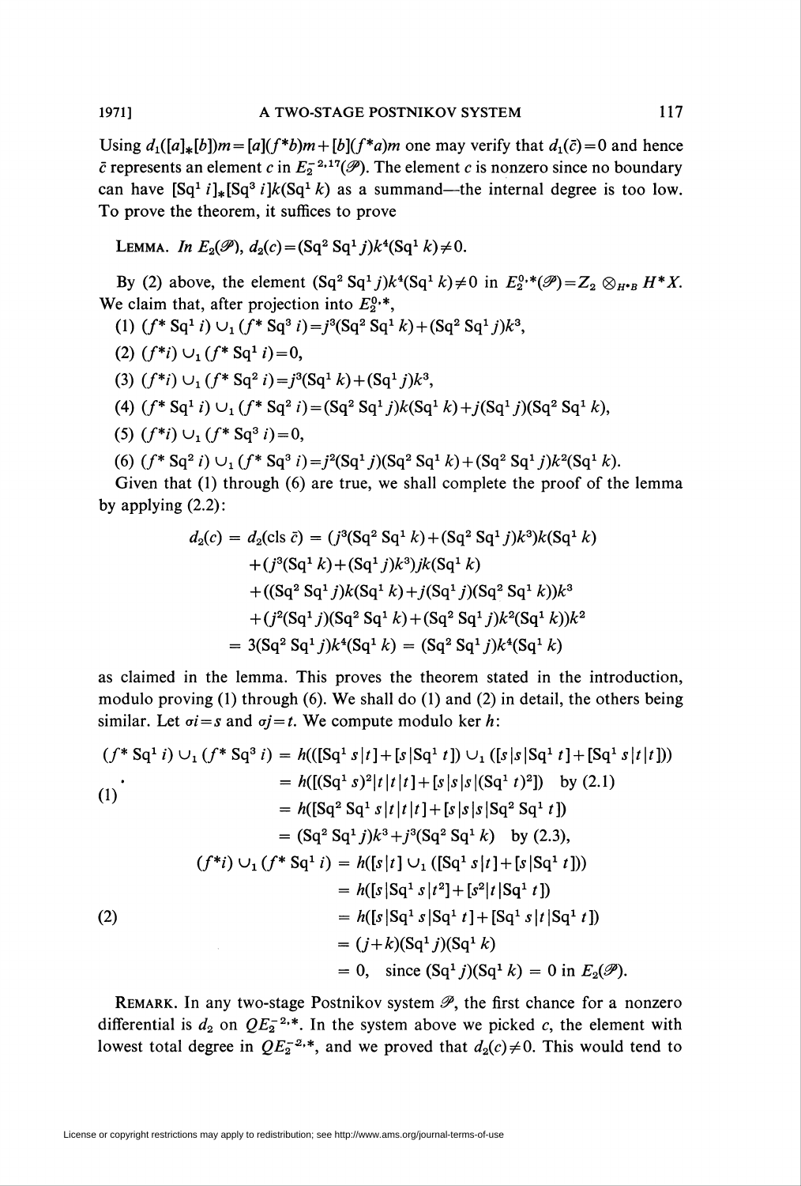Using $d_1([a]_*[b])m=[a](f^*b)m+[b](f^*a)m$ one may verify that $d_1(\bar{c})=0$ and hence $\bar{c}$ represents an element $c$ in $E_2^{-2,17}(\mathscr{P})$. The element $c$ is nonzero since no boundary can have $[\mathrm{Sq}^1 i]_*[\mathrm{Sq}^3 i]k(\mathrm{Sq}^1 k)$ as a summand—the internal degree is too low. To prove the theorem, it suffices to prove

LEMMA. *In* $E_2(\mathscr{P})$, $d_2(c)=(\mathrm{Sq}^2\,\mathrm{Sq}^1 j)k^4(\mathrm{Sq}^1 k)\neq 0$.

By (2) above, the element $(\mathrm{Sq}^2\,\mathrm{Sq}^1 j)k^4(\mathrm{Sq}^1 k)\neq 0$ in $E_2^{0,*}(\mathscr{P})=Z_2\otimes_{H^*B}H^*X$. We claim that, after projection into $E_2^{0,*}$,

(1) $(f^*\,\mathrm{Sq}^1 i)\cup_1(f^*\,\mathrm{Sq}^3 i)=j^3(\mathrm{Sq}^2\,\mathrm{Sq}^1 k)+(\mathrm{Sq}^2\,\mathrm{Sq}^1 j)k^3$,

(2) $(f^*i)\cup_1(f^*\,\mathrm{Sq}^1 i)=0$,

(3) $(f^*i)\cup_1(f^*\,\mathrm{Sq}^2 i)=j^3(\mathrm{Sq}^1 k)+(\mathrm{Sq}^1 j)k^3$,

(4) $(f^*\,\mathrm{Sq}^1 i)\cup_1(f^*\,\mathrm{Sq}^2 i)=(\mathrm{Sq}^2\,\mathrm{Sq}^1 j)k(\mathrm{Sq}^1 k)+j(\mathrm{Sq}^1 j)(\mathrm{Sq}^2\,\mathrm{Sq}^1 k)$,

(5) $(f^*i)\cup_1(f^*\,\mathrm{Sq}^3 i)=0$,

(6) $(f^*\,\mathrm{Sq}^2 i)\cup_1(f^*\,\mathrm{Sq}^3 i)=j^2(\mathrm{Sq}^1 j)(\mathrm{Sq}^2\,\mathrm{Sq}^1 k)+(\mathrm{Sq}^2\,\mathrm{Sq}^1 j)k^2(\mathrm{Sq}^1 k)$.

Given that (1) through (6) are true, we shall complete the proof of the lemma by applying (2.2):

$$
\begin{aligned}
d_2(c) = d_2(\mathrm{cls}\,\bar{c}) &= (j^3(\mathrm{Sq}^2\,\mathrm{Sq}^1 k)+(\mathrm{Sq}^2\,\mathrm{Sq}^1 j)k^3)k(\mathrm{Sq}^1 k)\\
&\quad+(j^3(\mathrm{Sq}^1 k)+(\mathrm{Sq}^1 j)k^3)jk(\mathrm{Sq}^1 k)\\
&\quad+((\mathrm{Sq}^2\,\mathrm{Sq}^1 j)k(\mathrm{Sq}^1 k)+j(\mathrm{Sq}^1 j)(\mathrm{Sq}^2\,\mathrm{Sq}^1 k))k^3\\
&\quad+(j^2(\mathrm{Sq}^1 j)(\mathrm{Sq}^2\,\mathrm{Sq}^1 k)+(\mathrm{Sq}^2\,\mathrm{Sq}^1 j)k^2(\mathrm{Sq}^1 k))k^2\\
&= 3(\mathrm{Sq}^2\,\mathrm{Sq}^1 j)k^4(\mathrm{Sq}^1 k) = (\mathrm{Sq}^2\,\mathrm{Sq}^1 j)k^4(\mathrm{Sq}^1 k)
\end{aligned}
$$

as claimed in the lemma. This proves the theorem stated in the introduction, modulo proving (1) through (6). We shall do (1) and (2) in detail, the others being similar. Let $\sigma i=s$ and $\sigma j=t$. We compute modulo ker $h$:

$$
\begin{aligned}
(1)\quad (f^*\,\mathrm{Sq}^1 i)\cup_1(f^*\,\mathrm{Sq}^3 i) &= h(([\mathrm{Sq}^1 s|t]+[s|\mathrm{Sq}^1 t])\cup_1([s|s|\mathrm{Sq}^1 t]+[\mathrm{Sq}^1 s|t|t]))\\
&= h([(\mathrm{Sq}^1 s)^2|t|t|t]+[s|s|s|(\mathrm{Sq}^1 t)^2]) \quad \text{by (2.1)}\\
&= h([\mathrm{Sq}^2\,\mathrm{Sq}^1 s|t|t|t]+[s|s|s|\mathrm{Sq}^2\,\mathrm{Sq}^1 t])\\
&= (\mathrm{Sq}^2\,\mathrm{Sq}^1 j)k^3+j^3(\mathrm{Sq}^2\,\mathrm{Sq}^1 k) \quad \text{by (2.3)},
\end{aligned}
$$

$$
\begin{aligned}
(2)\quad (f^*i)\cup_1(f^*\,\mathrm{Sq}^1 i) &= h([s|t]\cup_1([\mathrm{Sq}^1 s|t]+[s|\mathrm{Sq}^1 t]))\\
&= h([s|\mathrm{Sq}^1 s|t^2]+[s^2|t|\mathrm{Sq}^1 t])\\
&= h([s|\mathrm{Sq}^1 s|\mathrm{Sq}^1 t]+[\mathrm{Sq}^1 s|t|\mathrm{Sq}^1 t])\\
&= (j+k)(\mathrm{Sq}^1 j)(\mathrm{Sq}^1 k)\\
&= 0, \quad \text{since } (\mathrm{Sq}^1 j)(\mathrm{Sq}^1 k)=0 \text{ in } E_2(\mathscr{P}).
\end{aligned}
$$

REMARK. In any two-stage Postnikov system $\mathscr{P}$, the first chance for a nonzero differential is $d_2$ on $QE_2^{-2,*}$. In the system above we picked $c$, the element with lowest total degree in $QE_2^{-2,*}$, and we proved that $d_2(c)\neq 0$. This would tend to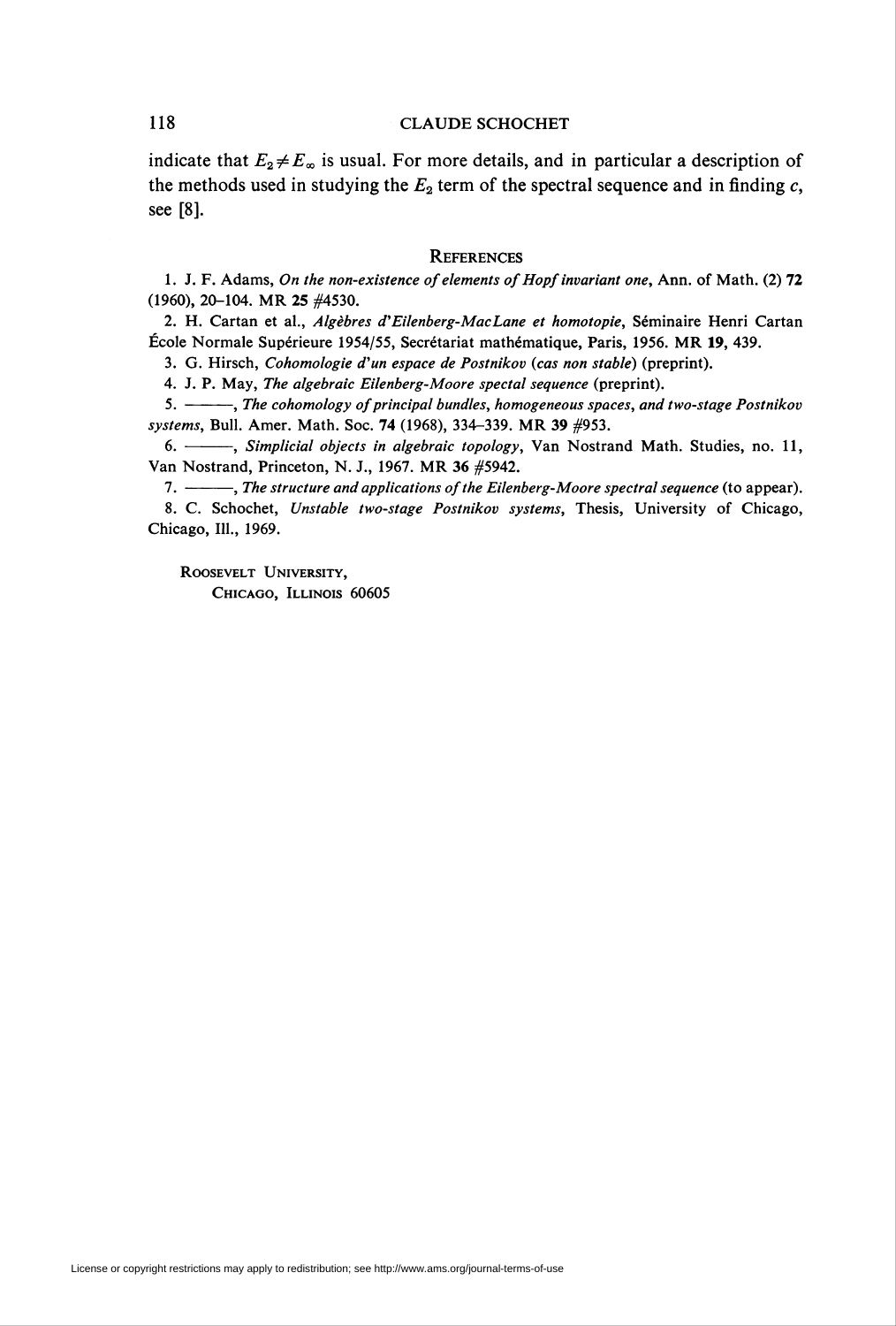indicate that $E_2 \neq E_\infty$ is usual. For more details, and in particular a description of the methods used in studying the $E_2$ term of the spectral sequence and in finding $c$, see [8].

## REFERENCES

1. J. F. Adams, *On the non-existence of elements of Hopf invariant one*, Ann. of Math. (2) **72** (1960), 20–104. MR **25** #4530.

2. H. Cartan et al., *Algèbres d'Eilenberg-MacLane et homotopie*, Séminaire Henri Cartan École Normale Supérieure 1954/55, Secrétariat mathématique, Paris, 1956. MR **19**, 439.

3. G. Hirsch, *Cohomologie d'un espace de Postnikov (cas non stable)* (preprint).

4. J. P. May, *The algebraic Eilenberg-Moore spectal sequence* (preprint).

5. ———, *The cohomology of principal bundles, homogeneous spaces, and two-stage Postnikov systems*, Bull. Amer. Math. Soc. **74** (1968), 334–339. MR **39** #953.

6. ———, *Simplicial objects in algebraic topology*, Van Nostrand Math. Studies, no. 11, Van Nostrand, Princeton, N. J., 1967. MR **36** #5942.

7. ———, *The structure and applications of the Eilenberg-Moore spectral sequence* (to appear).

8. C. Schochet, *Unstable two-stage Postnikov systems*, Thesis, University of Chicago, Chicago, Ill., 1969.

ROOSEVELT UNIVERSITY,
CHICAGO, ILLINOIS 60605